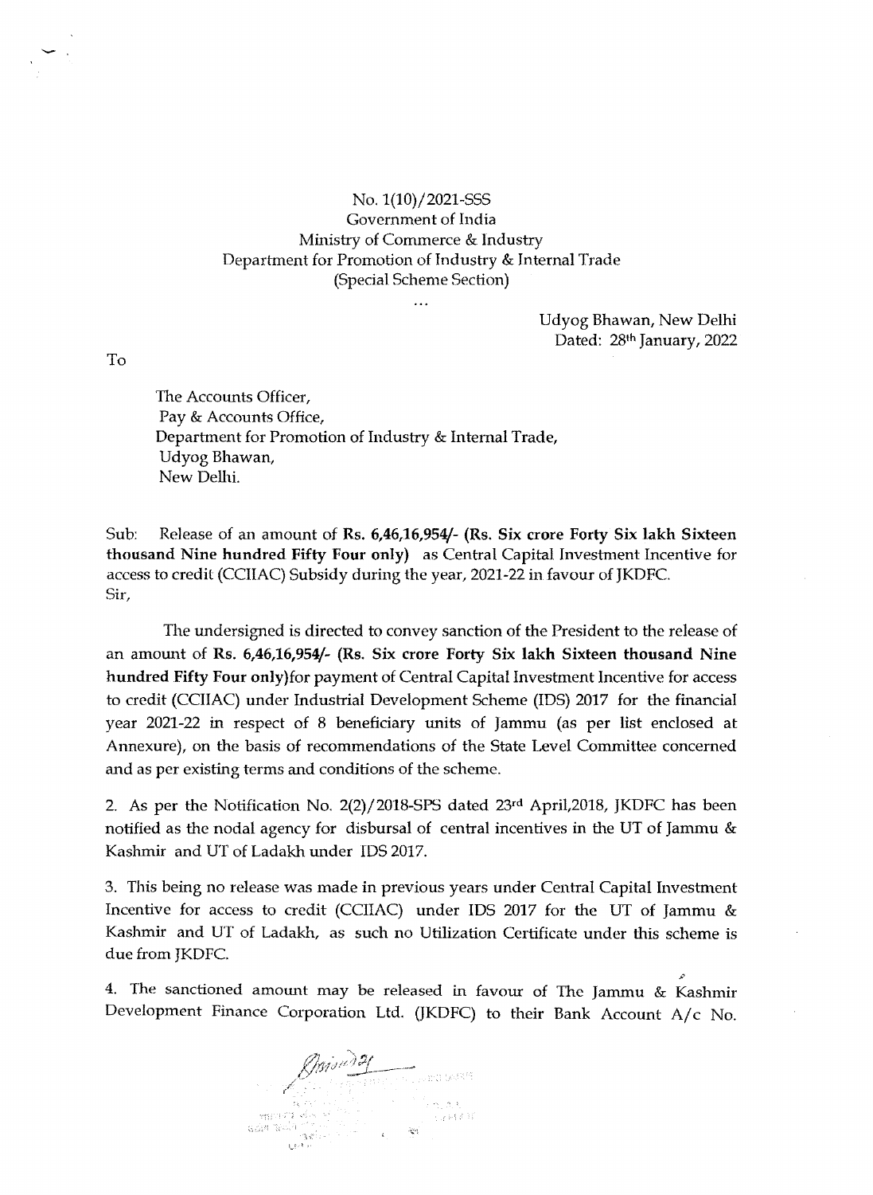No. 1(10)/2021-SSS
Government of India
Ministry of Commerce & Industry
Department for Promotion of Industry & Internal Trade
(Special Scheme Section)

...

Udyog Bhawan, New Delhi
Dated: 28th January, 2022

To

The Accounts Officer,
Pay & Accounts Office,
Department for Promotion of Industry & Internal Trade,
Udyog Bhawan,
New Delhi.

Sub: Release of an amount of **Rs. 6,46,16,954/- (Rs. Six crore Forty Six lakh Sixteen thousand Nine hundred Fifty Four only)** as Central Capital Investment Incentive for access to credit (CCIIAC) Subsidy during the year, 2021-22 in favour of JKDFC.

Sir,

The undersigned is directed to convey sanction of the President to the release of an amount of **Rs. 6,46,16,954/- (Rs. Six crore Forty Six lakh Sixteen thousand Nine hundred Fifty Four only)** for payment of Central Capital Investment Incentive for access to credit (CCIIAC) under Industrial Development Scheme (IDS) 2017 for the financial year 2021-22 in respect of 8 beneficiary units of Jammu (as per list enclosed at Annexure), on the basis of recommendations of the State Level Committee concerned and as per existing terms and conditions of the scheme.

2. As per the Notification No. 2(2)/2018-SPS dated 23rd April,2018, JKDFC has been notified as the nodal agency for disbursal of central incentives in the UT of Jammu & Kashmir and UT of Ladakh under IDS 2017.

3. This being no release was made in previous years under Central Capital Investment Incentive for access to credit (CCIIAC) under IDS 2017 for the UT of Jammu & Kashmir and UT of Ladakh, as such no Utilization Certificate under this scheme is due from JKDFC.

4. The sanctioned amount may be released in favour of The Jammu & Kashmir Development Finance Corporation Ltd. (JKDFC) to their Bank Account A/c No.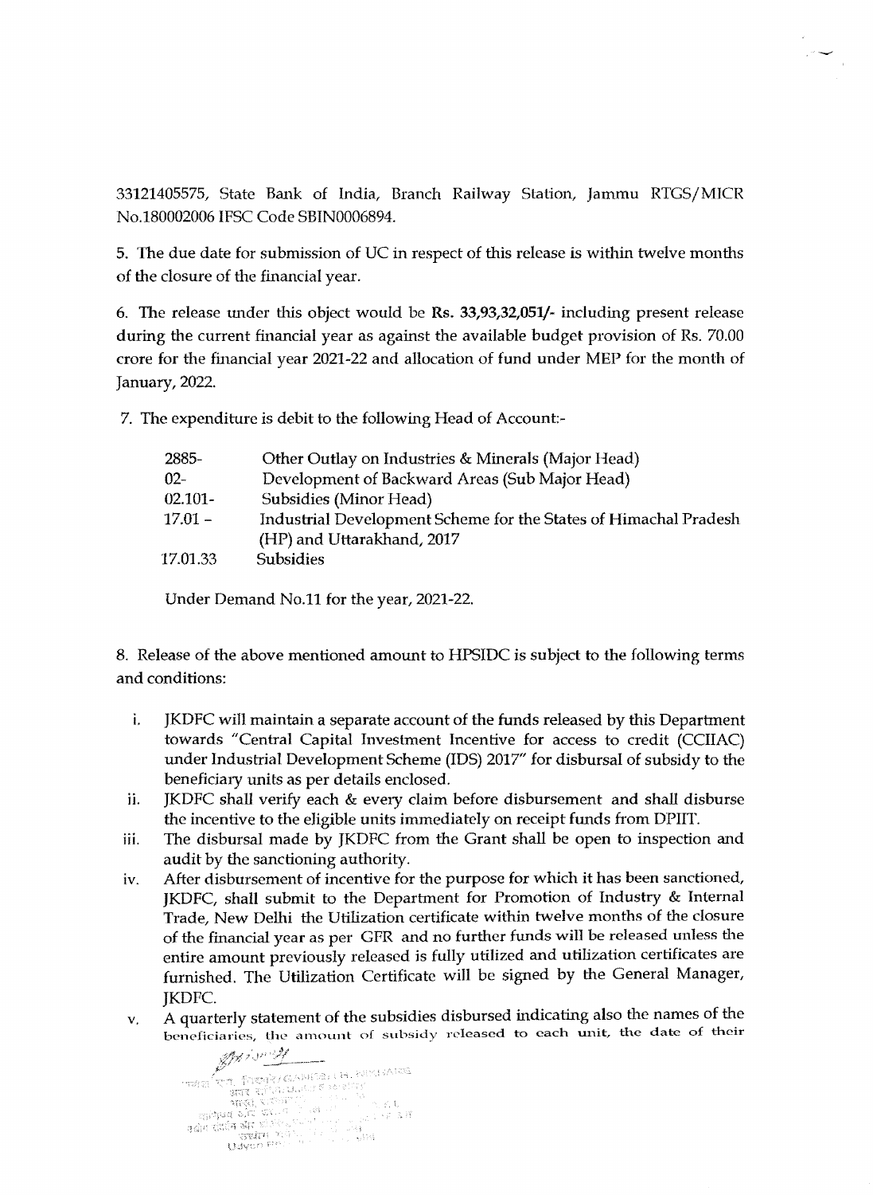33121405575, State Bank of India, Branch Railway Station, Jammu RTGS/MICR No.180002006 IFSC Code SBIN0006894.

5. The due date for submission of UC in respect of this release is within twelve months of the closure of the financial year.

6. The release under this object would be **Rs. 33,93,32,051/-** including present release during the current financial year as against the available budget provision of Rs. 70.00 crore for the financial year 2021-22 and allocation of fund under MEP for the month of January, 2022.

7. The expenditure is debit to the following Head of Account:-

| | |
|---|---|
| 2885- | Other Outlay on Industries & Minerals (Major Head) |
| 02- | Development of Backward Areas (Sub Major Head) |
| 02.101- | Subsidies (Minor Head) |
| 17.01 – | Industrial Development Scheme for the States of Himachal Pradesh (HP) and Uttarakhand, 2017 |
| 17.01.33 | Subsidies |

Under Demand No.11 for the year, 2021-22.

8. Release of the above mentioned amount to HPSIDC is subject to the following terms and conditions:

i. JKDFC will maintain a separate account of the funds released by this Department towards "Central Capital Investment Incentive for access to credit (CCIIAC) under Industrial Development Scheme (IDS) 2017" for disbursal of subsidy to the beneficiary units as per details enclosed.

ii. JKDFC shall verify each & every claim before disbursement and shall disburse the incentive to the eligible units immediately on receipt funds from DPIIT.

iii. The disbursal made by JKDFC from the Grant shall be open to inspection and audit by the sanctioning authority.

iv. After disbursement of incentive for the purpose for which it has been sanctioned, JKDFC, shall submit to the Department for Promotion of Industry & Internal Trade, New Delhi the Utilization certificate within twelve months of the closure of the financial year as per GFR and no further funds will be released unless the entire amount previously released is fully utilized and utilization certificates are furnished. The Utilization Certificate will be signed by the General Manager, JKDFC.

v. A quarterly statement of the subsidies disbursed indicating also the names of the beneficiaries, the amount of subsidy released to each unit, the date of their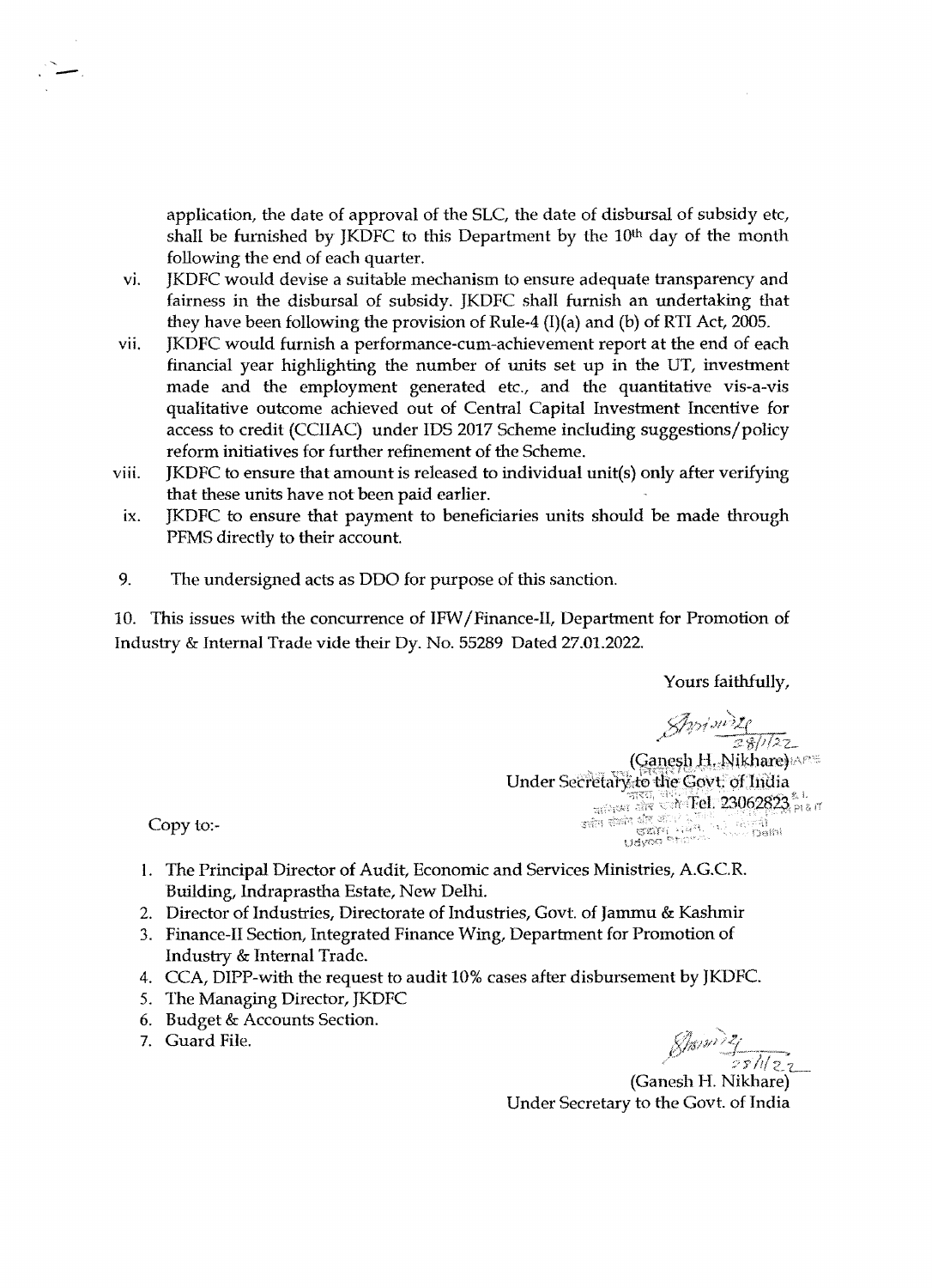application, the date of approval of the SLC, the date of disbursal of subsidy etc, shall be furnished by JKDFC to this Department by the 10th day of the month following the end of each quarter.

vi. JKDFC would devise a suitable mechanism to ensure adequate transparency and fairness in the disbursal of subsidy. JKDFC shall furnish an undertaking that they have been following the provision of Rule-4 (I)(a) and (b) of RTI Act, 2005.

vii. JKDFC would furnish a performance-cum-achievement report at the end of each financial year highlighting the number of units set up in the UT, investment made and the employment generated etc., and the quantitative vis-a-vis qualitative outcome achieved out of Central Capital Investment Incentive for access to credit (CCIIAC) under IDS 2017 Scheme including suggestions/policy reform initiatives for further refinement of the Scheme.

viii. JKDFC to ensure that amount is released to individual unit(s) only after verifying that these units have not been paid earlier.

ix. JKDFC to ensure that payment to beneficiaries units should be made through PFMS directly to their account.

9. The undersigned acts as DDO for purpose of this sanction.

10. This issues with the concurrence of IFW/Finance-II, Department for Promotion of Industry & Internal Trade vide their Dy. No. 55289 Dated 27.01.2022.

Yours faithfully,

28/1/22

(Ganesh H. Nikhare)
Under Secretary to the Govt. of India
Tel. 23062823

Copy to:-

1. The Principal Director of Audit, Economic and Services Ministries, A.G.C.R. Building, Indraprastha Estate, New Delhi.
2. Director of Industries, Directorate of Industries, Govt. of Jammu & Kashmir
3. Finance-II Section, Integrated Finance Wing, Department for Promotion of Industry & Internal Trade.
4. CCA, DIPP-with the request to audit 10% cases after disbursement by JKDFC.
5. The Managing Director, JKDFC
6. Budget & Accounts Section.
7. Guard File.

28/1/22

(Ganesh H. Nikhare)
Under Secretary to the Govt. of India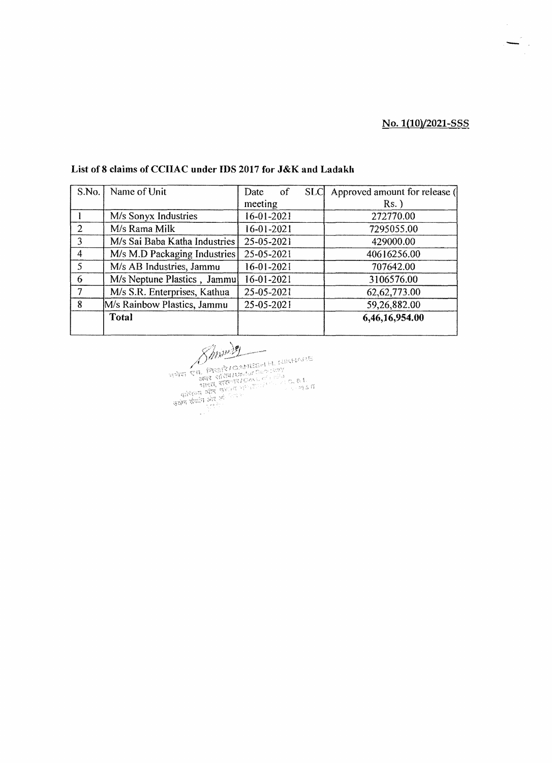No. 1(10)/2021-SSS

**List of 8 claims of CCIIAC under IDS 2017 for J&K and Ladakh**

| S.No. | Name of Unit | Date of SLC meeting | Approved amount for release ( Rs. ) |
|---|---|---|---|
| 1 | M/s Sonyx Industries | 16-01-2021 | 272770.00 |
| 2 | M/s Rama Milk | 16-01-2021 | 7295055.00 |
| 3 | M/s Sai Baba Katha Industries | 25-05-2021 | 429000.00 |
| 4 | M/s M.D Packaging Industries | 25-05-2021 | 40616256.00 |
| 5 | M/s AB Industries, Jammu | 16-01-2021 | 707642.00 |
| 6 | M/s Neptune Plastics , Jammu | 16-01-2021 | 3106576.00 |
| 7 | M/s S.R. Enterprises, Kathua | 25-05-2021 | 62,62,773.00 |
| 8 | M/s Rainbow Plastics, Jammu | 25-05-2021 | 59,26,882.00 |
| | **Total** | | **6,46,16,954.00** |

गणेश एस. शिरसाटे / GANESH H. SIRSHATE
अवर सचिव / Under Secretary
भारत सरकार / Govt. of India